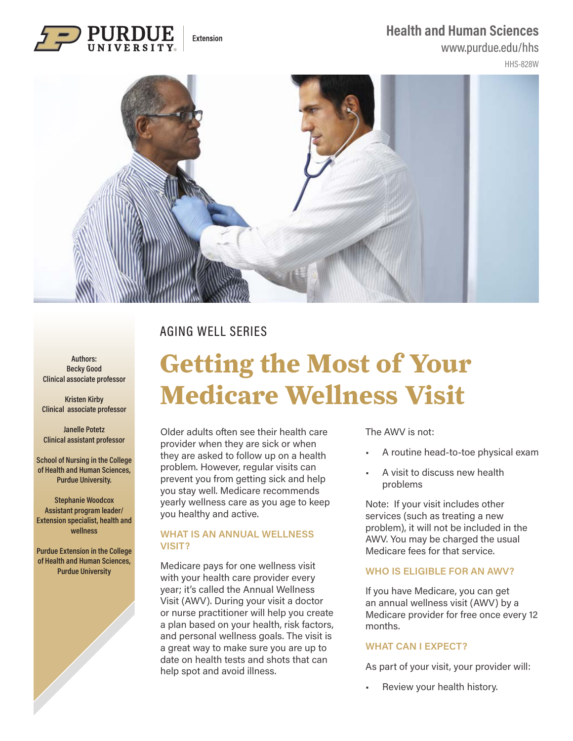Purdue University Extension

Health and Human Sciences
www.purdue.edu/hhs
HHS-828W

AGING WELL SERIES

# Getting the Most of Your Medicare Wellness Visit

Authors:
Becky Good
Clinical associate professor

Kristen Kirby
Clinical associate professor

Janelle Potetz
Clinical assistant professor

School of Nursing in the College of Health and Human Sciences, Purdue University.

Stephanie Woodcox
Assistant program leader/ Extension specialist, health and wellness

Purdue Extension in the College of Health and Human Sciences, Purdue University

Older adults often see their health care provider when they are sick or when they are asked to follow up on a health problem. However, regular visits can prevent you from getting sick and help you stay well. Medicare recommends yearly wellness care as you age to keep you healthy and active.

## WHAT IS AN ANNUAL WELLNESS VISIT?

Medicare pays for one wellness visit with your health care provider every year; it's called the Annual Wellness Visit (AWV). During your visit a doctor or nurse practitioner will help you create a plan based on your health, risk factors, and personal wellness goals. The visit is a great way to make sure you are up to date on health tests and shots that can help spot and avoid illness.

The AWV is not:

- A routine head-to-toe physical exam
- A visit to discuss new health problems

Note: If your visit includes other services (such as treating a new problem), it will not be included in the AWV. You may be charged the usual Medicare fees for that service.

## WHO IS ELIGIBLE FOR AN AWV?

If you have Medicare, you can get an annual wellness visit (AWV) by a Medicare provider for free once every 12 months.

## WHAT CAN I EXPECT?

As part of your visit, your provider will:

- Review your health history.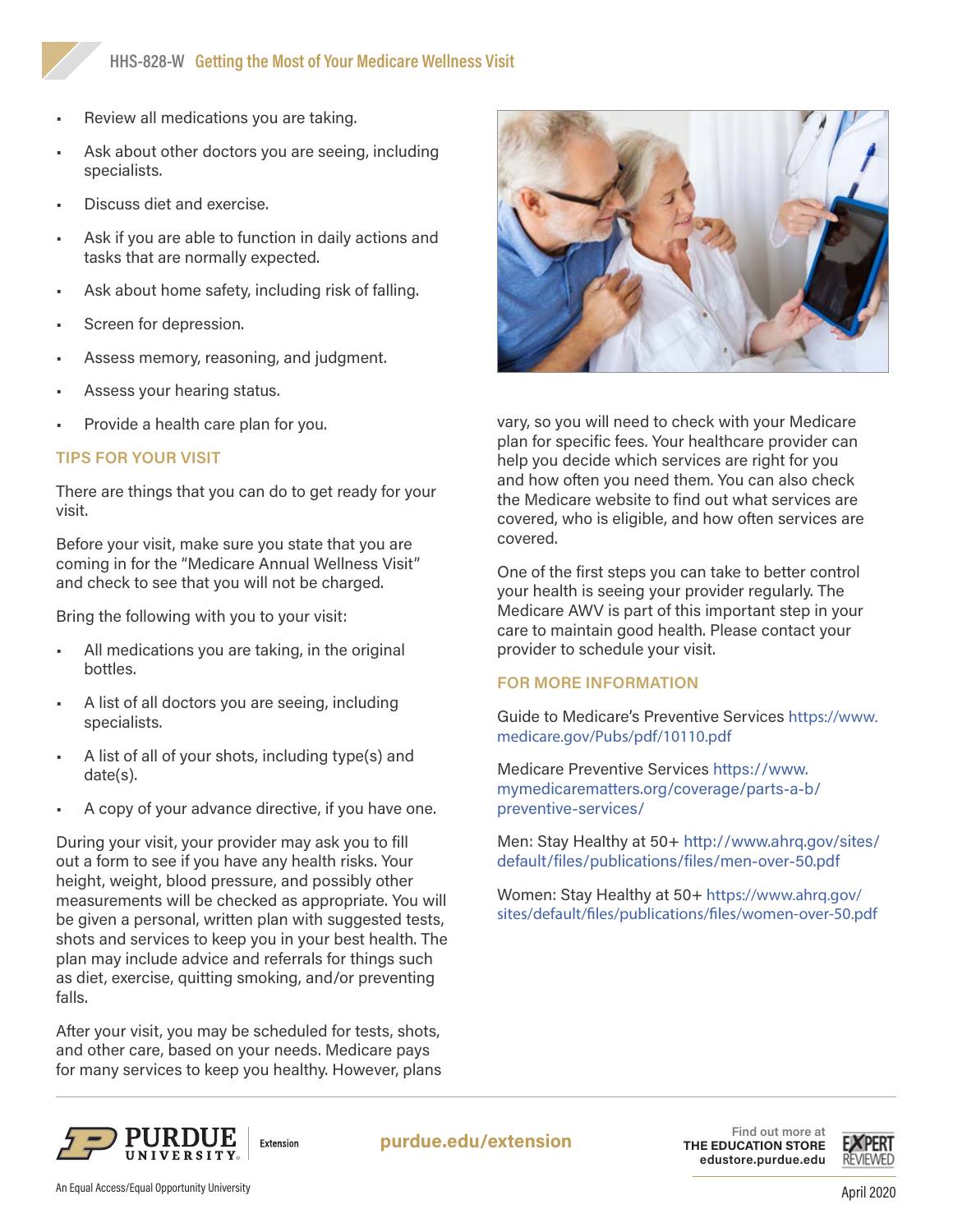- Review all medications you are taking.
- Ask about other doctors you are seeing, including specialists.
- Discuss diet and exercise.
- Ask if you are able to function in daily actions and tasks that are normally expected.
- Ask about home safety, including risk of falling.
- Screen for depression.
- Assess memory, reasoning, and judgment.
- Assess your hearing status.
- Provide a health care plan for you.

## TIPS FOR YOUR VISIT

There are things that you can do to get ready for your visit.

Before your visit, make sure you state that you are coming in for the "Medicare Annual Wellness Visit" and check to see that you will not be charged.

Bring the following with you to your visit:

- All medications you are taking, in the original bottles.
- A list of all doctors you are seeing, including specialists.
- A list of all of your shots, including type(s) and date(s).
- A copy of your advance directive, if you have one.

During your visit, your provider may ask you to fill out a form to see if you have any health risks. Your height, weight, blood pressure, and possibly other measurements will be checked as appropriate. You will be given a personal, written plan with suggested tests, shots and services to keep you in your best health. The plan may include advice and referrals for things such as diet, exercise, quitting smoking, and/or preventing falls.

After your visit, you may be scheduled for tests, shots, and other care, based on your needs. Medicare pays for many services to keep you healthy. However, plans vary, so you will need to check with your Medicare plan for specific fees. Your healthcare provider can help you decide which services are right for you and how often you need them. You can also check the Medicare website to find out what services are covered, who is eligible, and how often services are covered.

One of the first steps you can take to better control your health is seeing your provider regularly. The Medicare AWV is part of this important step in your care to maintain good health. Please contact your provider to schedule your visit.

## FOR MORE INFORMATION

Guide to Medicare's Preventive Services https://www.medicare.gov/Pubs/pdf/10110.pdf

Medicare Preventive Services https://www.mymedicarematters.org/coverage/parts-a-b/preventive-services/

Men: Stay Healthy at 50+ http://www.ahrq.gov/sites/default/files/publications/files/men-over-50.pdf

Women: Stay Healthy at 50+ https://www.ahrq.gov/sites/default/files/publications/files/women-over-50.pdf

purdue.edu/extension

Find out more at THE EDUCATION STORE edustore.purdue.edu

An Equal Access/Equal Opportunity University

April 2020